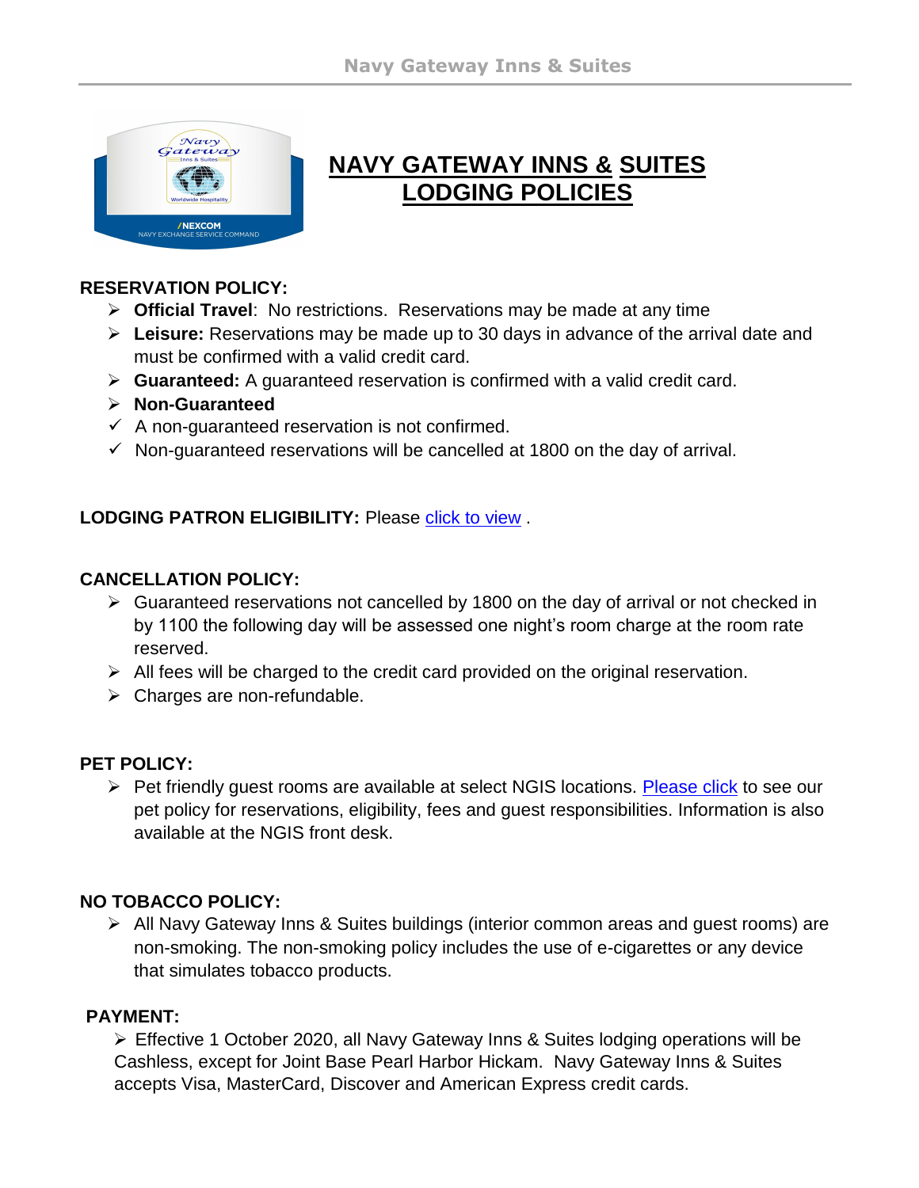# NAVY GATEWAY INNS & SUITES LODGING POLICIES

**RESERVATION POLICY:**

- **Official Travel**: No restrictions. Reservations may be made at any time
- **Leisure:** Reservations may be made up to 30 days in advance of the arrival date and must be confirmed with a valid credit card.
- **Guaranteed:** A guaranteed reservation is confirmed with a valid credit card.
- **Non-Guaranteed**
- ✓ A non-guaranteed reservation is not confirmed.
- ✓ Non-guaranteed reservations will be cancelled at 1800 on the day of arrival.

**LODGING PATRON ELIGIBILITY:** Please click to view .

**CANCELLATION POLICY:**

- Guaranteed reservations not cancelled by 1800 on the day of arrival or not checked in by 1100 the following day will be assessed one night's room charge at the room rate reserved.
- All fees will be charged to the credit card provided on the original reservation.
- Charges are non-refundable.

**PET POLICY:**

- Pet friendly guest rooms are available at select NGIS locations. Please click to see our pet policy for reservations, eligibility, fees and guest responsibilities. Information is also available at the NGIS front desk.

**NO TOBACCO POLICY:**

- All Navy Gateway Inns & Suites buildings (interior common areas and guest rooms) are non-smoking. The non-smoking policy includes the use of e-cigarettes or any device that simulates tobacco products.

**PAYMENT:**

- Effective 1 October 2020, all Navy Gateway Inns & Suites lodging operations will be Cashless, except for Joint Base Pearl Harbor Hickam. Navy Gateway Inns & Suites accepts Visa, MasterCard, Discover and American Express credit cards.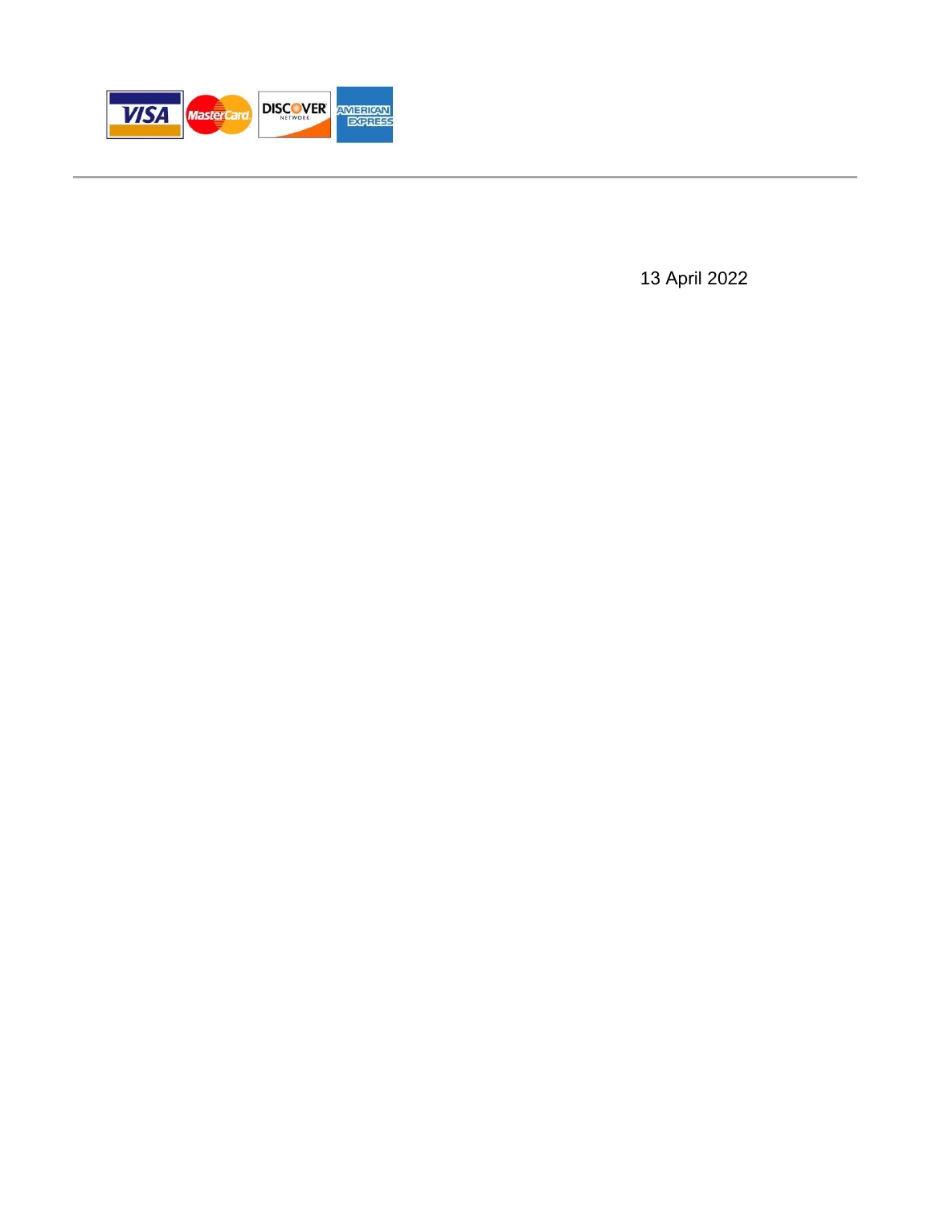13 April 2022